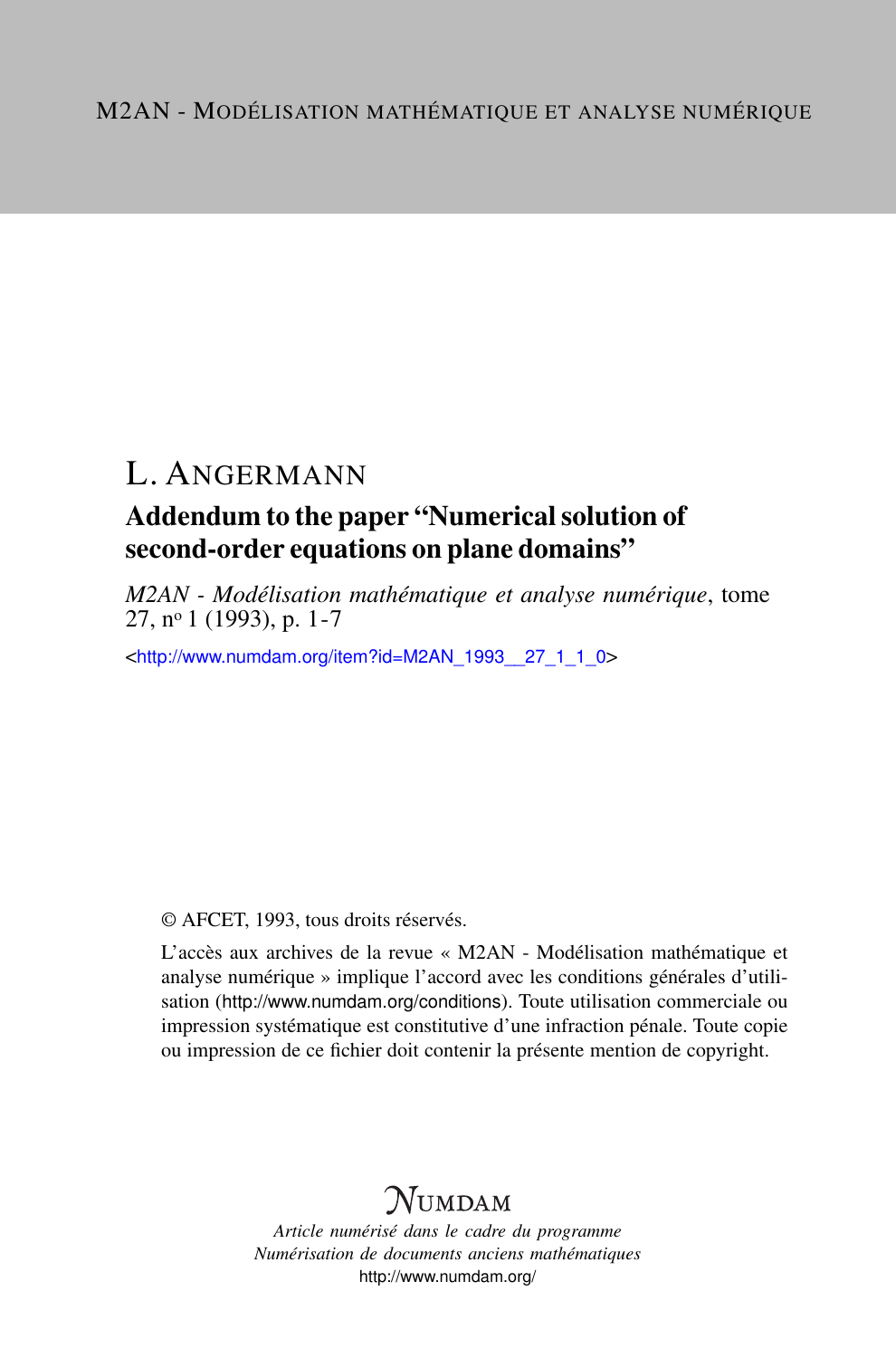M2AN - MODÉLISATION MATHÉMATIQUE ET ANALYSE NUMÉRIQUE

# L. ANGERMANN

## Addendum to the paper "Numerical solution of second-order equations on plane domains"

*M2AN - Modélisation mathématique et analyse numérique*, tome 27, n° 1 (1993), p. 1-7

<http://www.numdam.org/item?id=M2AN_1993__27_1_1_0>

© AFCET, 1993, tous droits réservés.

L'accès aux archives de la revue « M2AN - Modélisation mathématique et analyse numérique » implique l'accord avec les conditions générales d'utilisation (http://www.numdam.org/conditions). Toute utilisation commerciale ou impression systématique est constitutive d'une infraction pénale. Toute copie ou impression de ce fichier doit contenir la présente mention de copyright.

NUMDAM

*Article numérisé dans le cadre du programme Numérisation de documents anciens mathématiques*
http://www.numdam.org/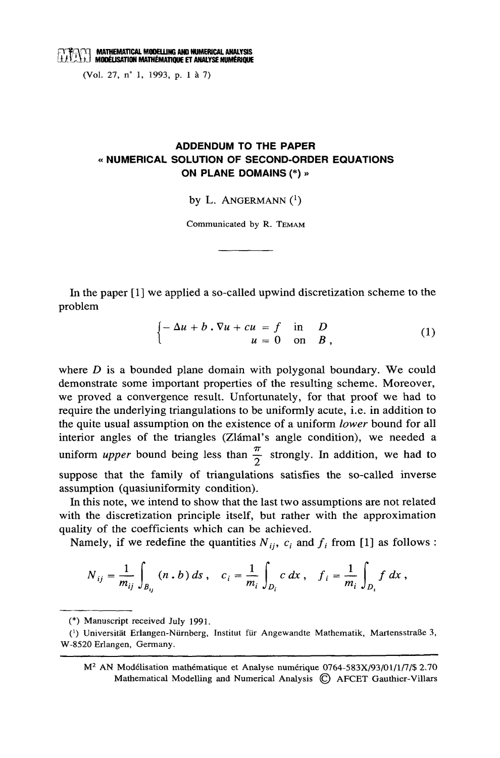MATHEMATICAL MODELLING AND NUMERICAL ANALYSIS
MODÉLISATION MATHÉMATIQUE ET ANALYSE NUMÉRIQUE

(Vol. 27, n° 1, 1993, p. 1 à 7)

# ADDENDUM TO THE PAPER « NUMERICAL SOLUTION OF SECOND-ORDER EQUATIONS ON PLANE DOMAINS (*) »

by L. ANGERMANN ([1])

Communicated by R. TEMAM

---

In the paper [1] we applied a so-called upwind discretization scheme to the problem

$$\begin{cases} -\Delta u + b \cdot \nabla u + cu = f & \text{in} \quad D \\ \qquad\qquad\qquad\quad u = 0 & \text{on} \quad B, \end{cases} \tag{1}$$

where $D$ is a bounded plane domain with polygonal boundary. We could demonstrate some important properties of the resulting scheme. Moreover, we proved a convergence result. Unfortunately, for that proof we had to require the underlying triangulations to be uniformly acute, i.e. in addition to the quite usual assumption on the existence of a uniform *lower* bound for all interior angles of the triangles (Zlámal's angle condition), we needed a uniform *upper* bound being less than $\frac{\pi}{2}$ strongly. In addition, we had to suppose that the family of triangulations satisfies the so-called inverse assumption (quasiuniformity condition).

In this note, we intend to show that the last two assumptions are not related with the discretization principle itself, but rather with the approximation quality of the coefficients which can be achieved.

Namely, if we redefine the quantities $N_{ij}$, $c_i$ and $f_i$ from [1] as follows :

$$N_{ij} = \frac{1}{m_{ij}} \int_{B_{ij}} (n \cdot b)\, ds\,, \quad c_i = \frac{1}{m_i} \int_{D_i} c\, dx\,, \quad f_i = \frac{1}{m_i} \int_{D_i} f\, dx\,,$$

---

(*) Manuscript received July 1991.

([1]) Universität Erlangen-Nürnberg, Institut für Angewandte Mathematik, Martensstraße 3, W-8520 Erlangen, Germany.

M² AN Modélisation mathématique et Analyse numérique 0764-583X/93/01/1/7/$ 2.70
Mathematical Modelling and Numerical Analysis © AFCET Gauthier-Villars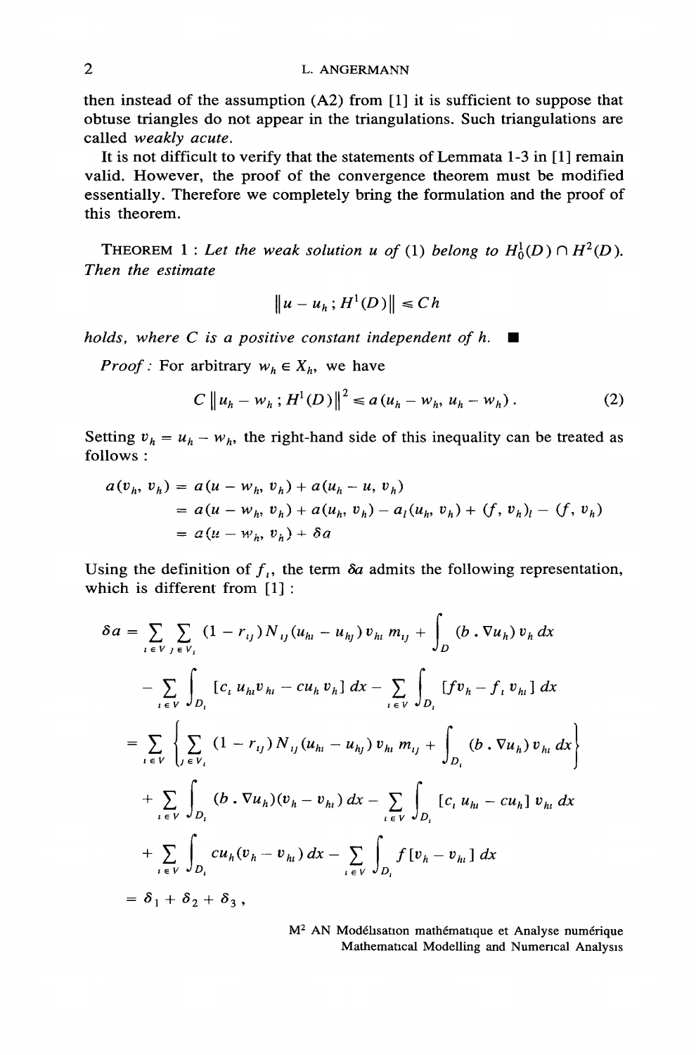then instead of the assumption (A2) from [1] it is sufficient to suppose that obtuse triangles do not appear in the triangulations. Such triangulations are called *weakly acute*.

It is not difficult to verify that the statements of Lemmata 1-3 in [1] remain valid. However, the proof of the convergence theorem must be modified essentially. Therefore we completely bring the formulation and the proof of this theorem.

THEOREM 1 : *Let the weak solution $u$ of (1) belong to $H_0^1(D) \cap H^2(D)$. Then the estimate*

$$\| u - u_h ; H^1(D) \| \leq C h$$

*holds, where $C$ is a positive constant independent of $h$.* ∎

*Proof :* For arbitrary $w_h \in X_h$, we have

$$C \| u_h - w_h ; H^1(D) \|^2 \leq a(u_h - w_h, u_h - w_h) . \tag{2}$$

Setting $v_h = u_h - w_h$, the right-hand side of this inequality can be treated as follows :

$$\begin{aligned} a(v_h, v_h) &= a(u - w_h, v_h) + a(u_h - u, v_h) \\ &= a(u - w_h, v_h) + a(u_h, v_h) - a_l(u_h, v_h) + (f, v_h)_l - (f, v_h) \\ &= a(u - w_h, v_h) + \delta a \end{aligned}$$

Using the definition of $f_i$, the term $\delta a$ admits the following representation, which is different from [1] :

$$\begin{aligned} \delta a &= \sum_{i \in V} \sum_{j \in V_i} (1 - r_{ij}) N_{ij} (u_{hi} - u_{hj}) v_{hi} m_{ij} + \int_D (b \cdot \nabla u_h) v_h \, dx \\ &\quad - \sum_{i \in V} \int_{D_i} [c_i u_{hi} v_{hi} - c u_h v_h] \, dx - \sum_{i \in V} \int_{D_i} [f v_h - f_i v_{hi}] \, dx \\ &= \sum_{i \in V} \left\{ \sum_{j \in V_i} (1 - r_{ij}) N_{ij} (u_{hi} - u_{hj}) v_{hi} m_{ij} + \int_{D_i} (b \cdot \nabla u_h) v_{hi} \, dx \right\} \\ &\quad + \sum_{i \in V} \int_{D_i} (b \cdot \nabla u_h)(v_h - v_{hi}) \, dx - \sum_{i \in V} \int_{D_i} [c_i u_{hi} - c u_h] v_{hi} \, dx \\ &\quad + \sum_{i \in V} \int_{D_i} c u_h (v_h - v_{hi}) \, dx - \sum_{i \in V} \int_{D_i} f [v_h - v_{hi}] \, dx \\ &= \delta_1 + \delta_2 + \delta_3 , \end{aligned}$$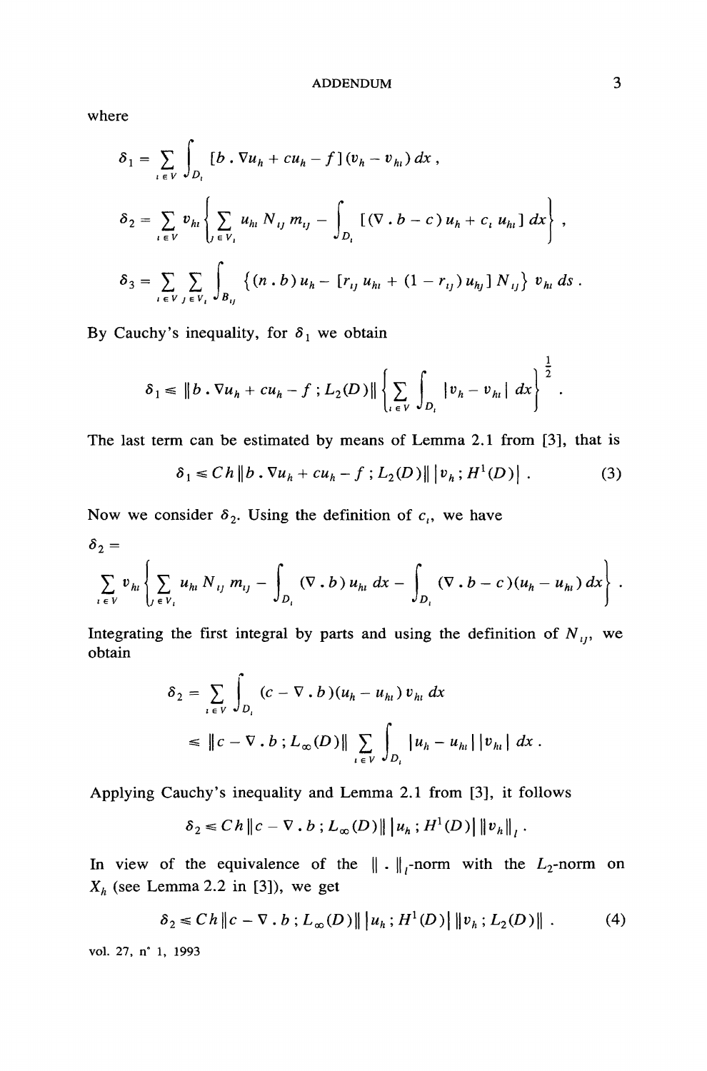where

$$\delta_1 = \sum_{i \in V} \int_{D_i} [b \,.\, \nabla u_h + c u_h - f] (v_h - v_{hi}) \, dx \,,$$

$$\delta_2 = \sum_{i \in V} v_{hi} \left\{ \sum_{j \in V_i} u_{hi} \, N_{ij} \, m_{ij} - \int_{D_i} [(\nabla \,.\, b - c) \, u_h + c_i \, u_{hi}] \, dx \right\} ,$$

$$\delta_3 = \sum_{i \in V} \sum_{j \in V_i} \int_{B_{ij}} \left\{ (n \,.\, b) \, u_h - [r_{ij} \, u_{hi} + (1 - r_{ij}) \, u_{hj}] \, N_{ij} \right\} v_{hi} \, ds \,.$$

By Cauchy's inequality, for $\delta_1$ we obtain

$$\delta_1 \leqslant \| b \,.\, \nabla u_h + c u_h - f \,; L_2(D) \| \left\{ \sum_{i \in V} \int_{D_i} | v_h - v_{hi} | \, dx \right\}^{\frac{1}{2}} .$$

The last term can be estimated by means of Lemma 2.1 from [3], that is

$$\delta_1 \leqslant C h \| b \,.\, \nabla u_h + c u_h - f \,; L_2(D) \| \, | v_h \,; H^1(D) | \,. \tag{3}$$

Now we consider $\delta_2$. Using the definition of $c_i$, we have

$$\delta_2 = \sum_{i \in V} v_{hi} \left\{ \sum_{j \in V_i} u_{hi} \, N_{ij} \, m_{ij} - \int_{D_i} (\nabla \,.\, b) \, u_{hi} \, dx - \int_{D_i} (\nabla \,.\, b - c)(u_h - u_{hi}) \, dx \right\} .$$

Integrating the first integral by parts and using the definition of $N_{ij}$, we obtain

$$\begin{aligned} \delta_2 &= \sum_{i \in V} \int_{D_i} (c - \nabla \,.\, b)(u_h - u_{hi}) \, v_{hi} \, dx \\ &\leqslant \| c - \nabla \,.\, b \,; L_\infty(D) \| \sum_{i \in V} \int_{D_i} | u_h - u_{hi} | \, | v_{hi} | \, dx \,. \end{aligned}$$

Applying Cauchy's inequality and Lemma 2.1 from [3], it follows

$$\delta_2 \leqslant C h \| c - \nabla \,.\, b \,; L_\infty(D) \| \, | u_h \,; H^1(D) | \, \| v_h \|_l \,.$$

In view of the equivalence of the $\| \,.\, \|_l$-norm with the $L_2$-norm on $X_h$ (see Lemma 2.2 in [3]), we get

$$\delta_2 \leqslant C h \| c - \nabla \,.\, b \,; L_\infty(D) \| \, | u_h \,; H^1(D) | \, \| v_h \,; L_2(D) \| \,. \tag{4}$$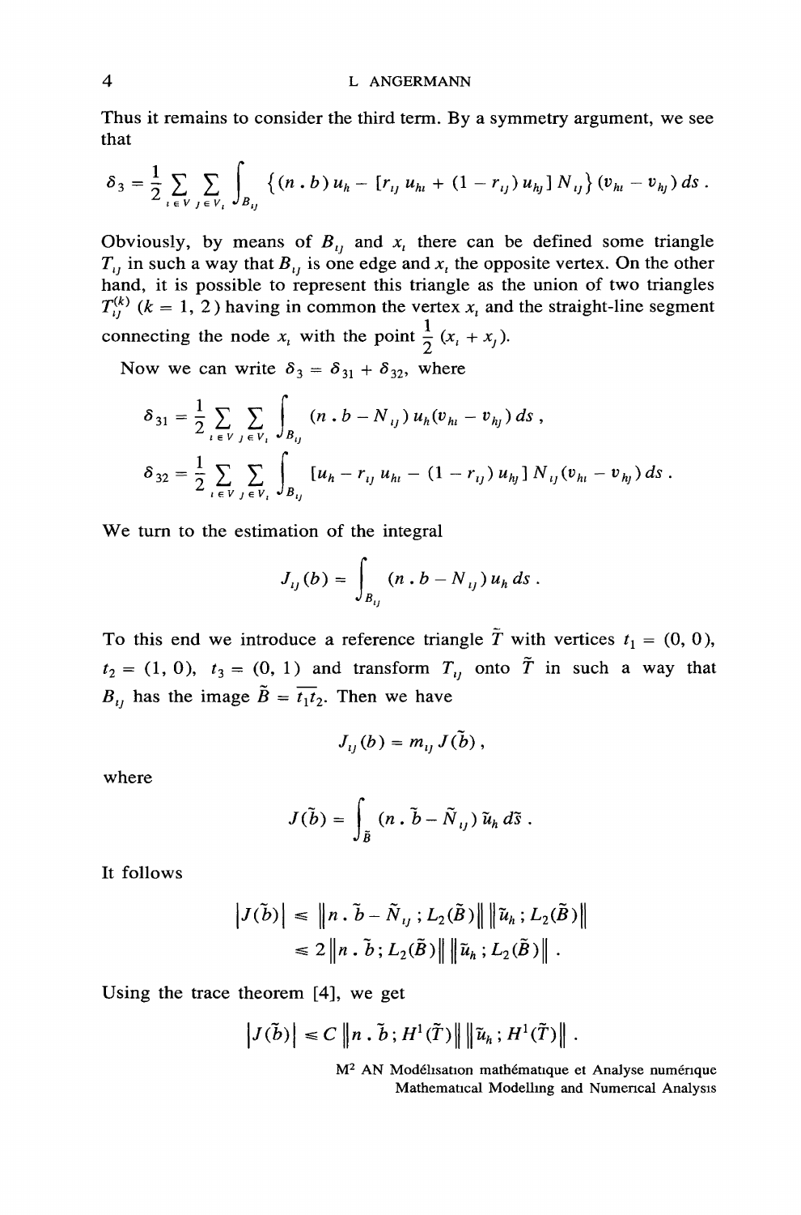Thus it remains to consider the third term. By a symmetry argument, we see that

$$\delta_3 = \frac{1}{2} \sum_{i \in V} \sum_{j \in V_i} \int_{B_{ij}} \left\{ (n \,.\, b)\, u_h - [r_{ij}\, u_{hi} + (1 - r_{ij})\, u_{hj}]\, N_{ij} \right\} (v_{hi} - v_{hj})\, ds \,.$$

Obviously, by means of $B_{ij}$ and $x_i$ there can be defined some triangle $T_{ij}$ in such a way that $B_{ij}$ is one edge and $x_i$ the opposite vertex. On the other hand, it is possible to represent this triangle as the union of two triangles $T_{ij}^{(k)}$ $(k = 1, 2)$ having in common the vertex $x_i$ and the straight-line segment connecting the node $x_i$ with the point $\frac{1}{2}(x_i + x_j)$.

Now we can write $\delta_3 = \delta_{31} + \delta_{32}$, where

$$\delta_{31} = \frac{1}{2} \sum_{i \in V} \sum_{j \in V_i} \int_{B_{ij}} (n \,.\, b - N_{ij})\, u_h (v_{hi} - v_{hj})\, ds \,,$$

$$\delta_{32} = \frac{1}{2} \sum_{i \in V} \sum_{j \in V_i} \int_{B_{ij}} [u_h - r_{ij}\, u_{hi} - (1 - r_{ij})\, u_{hj}]\, N_{ij} (v_{hi} - v_{hj})\, ds \,.$$

We turn to the estimation of the integral

$$J_{ij}(b) = \int_{B_{ij}} (n \,.\, b - N_{ij})\, u_h\, ds \,.$$

To this end we introduce a reference triangle $\tilde{T}$ with vertices $t_1 = (0, 0)$, $t_2 = (1, 0)$, $t_3 = (0, 1)$ and transform $T_{ij}$ onto $\tilde{T}$ in such a way that $B_{ij}$ has the image $\tilde{B} = \overline{t_1 t_2}$. Then we have

$$J_{ij}(b) = m_{ij}\, J(\tilde{b}) \,,$$

where

$$J(\tilde{b}) = \int_{\tilde{B}} (n \,.\, \tilde{b} - \tilde{N}_{ij})\, \tilde{u}_h\, d\tilde{s} \,.$$

It follows

$$\begin{aligned} \left| J(\tilde{b}) \right| &\leq \left\| n \,.\, \tilde{b} - \tilde{N}_{ij} \,;\, L_2(\tilde{B}) \right\| \left\| \tilde{u}_h \,;\, L_2(\tilde{B}) \right\| \\ &\leq 2 \left\| n \,.\, \tilde{b} \,;\, L_2(\tilde{B}) \right\| \left\| \tilde{u}_h \,;\, L_2(\tilde{B}) \right\| \,. \end{aligned}$$

Using the trace theorem [4], we get

$$\left| J(\tilde{b}) \right| \leq C \left\| n \,.\, \tilde{b} \,;\, H^1(\tilde{T}) \right\| \left\| \tilde{u}_h \,;\, H^1(\tilde{T}) \right\| \,.$$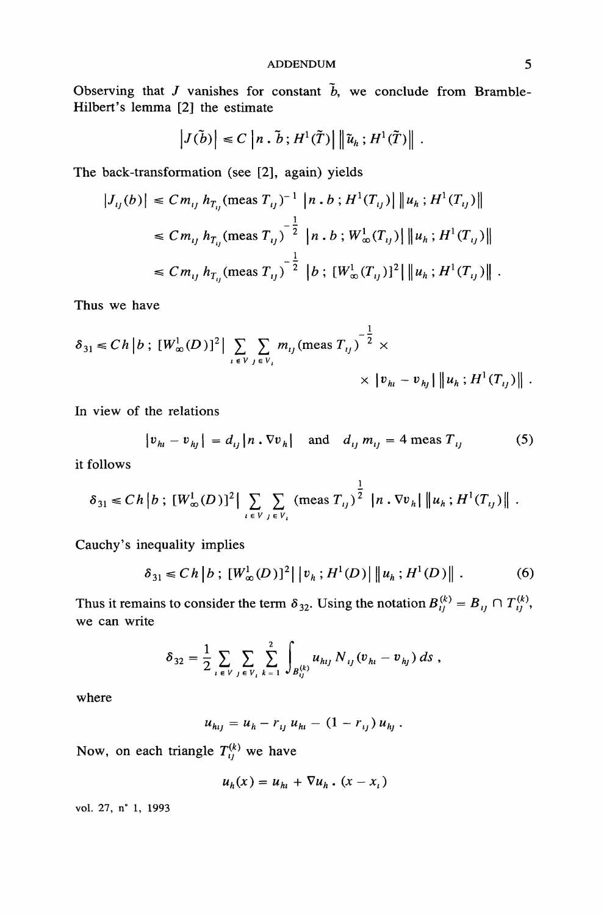Observing that $J$ vanishes for constant $\tilde{b}$, we conclude from Bramble-Hilbert's lemma [2] the estimate

$$|J(\tilde{b})| \leq C\,|n \,.\, \tilde{b}\,;\, H^1(\tilde{T})|\,\|\tilde{u}_h\,;\, H^1(\tilde{T})\|\,.$$

The back-transformation (see [2], again) yields

$$\begin{aligned}
|J_{ij}(b)| &\leq C m_{ij}\, h_{T_{ij}} (\text{meas}\, T_{ij})^{-1}\, |n\,.\,b\,;\, H^1(T_{ij})|\,\|u_h\,;\, H^1(T_{ij})\| \\
&\leq C m_{ij}\, h_{T_{ij}} (\text{meas}\, T_{ij})^{-\frac{1}{2}}\, |n\,.\,b\,;\, W^1_\infty(T_{ij})|\,\|u_h\,;\, H^1(T_{ij})\| \\
&\leq C m_{ij}\, h_{T_{ij}} (\text{meas}\, T_{ij})^{-\frac{1}{2}}\, |b\,;\, [W^1_\infty(T_{ij})]^2|\,\|u_h\,;\, H^1(T_{ij})\|\,.
\end{aligned}$$

Thus we have

$$\delta_{31} \leq C h\, |b\,;\, [W^1_\infty(D)]^2| \sum_{i \in V} \sum_{j \in V_i} m_{ij} (\text{meas}\, T_{ij})^{-\frac{1}{2}} \times$$
$$\times\, |v_{hi} - v_{hj}|\,\|u_h\,;\, H^1(T_{ij})\|\,.$$

In view of the relations

$$|v_{hi} - v_{hj}| = d_{ij}\,|n\,.\,\nabla v_h| \quad \text{and} \quad d_{ij}\, m_{ij} = 4\, \text{meas}\, T_{ij} \tag{5}$$

it follows

$$\delta_{31} \leq C h\, |b\,;\, [W^1_\infty(D)]^2| \sum_{i \in V} \sum_{j \in V_i} (\text{meas}\, T_{ij})^{\frac{1}{2}}\, |n\,.\,\nabla v_h|\,\|u_h\,;\, H^1(T_{ij})\|\,.$$

Cauchy's inequality implies

$$\delta_{31} \leq C h\, |b\,;\, [W^1_\infty(D)]^2|\,|v_h\,;\, H^1(D)|\,\|u_h\,;\, H^1(D)\|\,. \tag{6}$$

Thus it remains to consider the term $\delta_{32}$. Using the notation $B^{(k)}_{ij} = B_{ij} \cap T^{(k)}_{ij}$, we can write

$$\delta_{32} = \frac{1}{2} \sum_{i \in V} \sum_{j \in V_i} \sum_{k=1}^{2} \int_{B^{(k)}_{ij}} u_{hij}\, N_{ij}\, (v_{hi} - v_{hj})\, ds\,,$$

where

$$u_{hij} = u_h - r_{ij}\, u_{hi} - (1 - r_{ij})\, u_{hj}\,.$$

Now, on each triangle $T^{(k)}_{ij}$ we have

$$u_h(x) = u_{hi} + \nabla u_h\,.\,(x - x_i)$$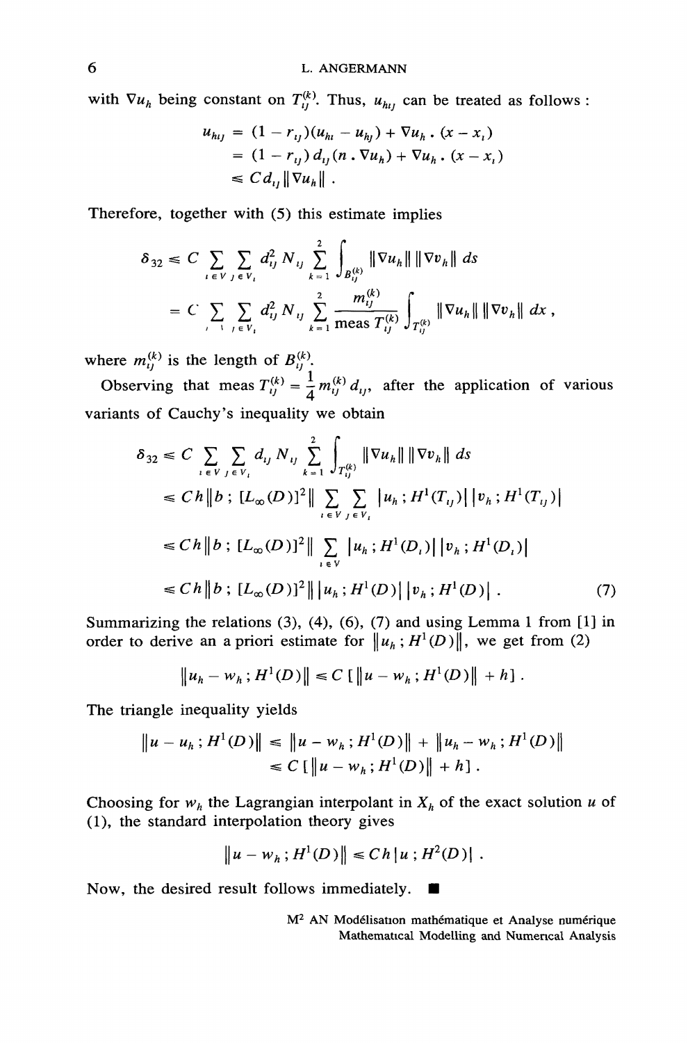with $\nabla u_h$ being constant on $T_{ij}^{(k)}$. Thus, $u_{h\iota j}$ can be treated as follows :

$$
\begin{aligned}
u_{h\iota j} &= (1 - r_{ij})(u_{hi} - u_{hj}) + \nabla u_h \,.\, (x - x_i) \\
&= (1 - r_{ij})\, d_{ij}\,(n \,.\, \nabla u_h) + \nabla u_h \,.\, (x - x_i) \\
&\leqslant C d_{ij} \|\nabla u_h\| \,.
\end{aligned}
$$

Therefore, together with (5) this estimate implies

$$
\begin{aligned}
\delta_{32} &\leqslant C \sum_{i \in V} \sum_{j \in V_i} d_{ij}^2 N_{ij} \sum_{k=1}^{2} \int_{B_{ij}^{(k)}} \|\nabla u_h\| \, \|\nabla v_h\| \, ds \\
&= C \sum_{i \in V} \sum_{j \in V_i} d_{ij}^2 N_{ij} \sum_{k=1}^{2} \frac{m_{ij}^{(k)}}{\operatorname{meas} T_{ij}^{(k)}} \int_{T_{ij}^{(k)}} \|\nabla u_h\| \, \|\nabla v_h\| \, dx \,,
\end{aligned}
$$

where $m_{ij}^{(k)}$ is the length of $B_{ij}^{(k)}$.

Observing that $\operatorname{meas} T_{ij}^{(k)} = \frac{1}{4} m_{ij}^{(k)} d_{ij}$, after the application of various variants of Cauchy's inequality we obtain

$$
\begin{aligned}
\delta_{32} &\leqslant C \sum_{i \in V} \sum_{j \in V_i} d_{ij} N_{ij} \sum_{k=1}^{2} \int_{T_{ij}^{(k)}} \|\nabla u_h\| \, \|\nabla v_h\| \, ds \\
&\leqslant C h \left\| b \,;\, [L_\infty(D)]^2 \right\| \sum_{i \in V} \sum_{j \in V_i} \left| u_h \,;\, H^1(T_{ij}) \right| \left| v_h \,;\, H^1(T_{ij}) \right| \\
&\leqslant C h \left\| b \,;\, [L_\infty(D)]^2 \right\| \sum_{i \in V} \left| u_h \,;\, H^1(D_i) \right| \left| v_h \,;\, H^1(D_i) \right| \\
&\leqslant C h \left\| b \,;\, [L_\infty(D)]^2 \right\| \left| u_h \,;\, H^1(D) \right| \left| v_h \,;\, H^1(D) \right| \,. \qquad (7)
\end{aligned}
$$

Summarizing the relations (3), (4), (6), (7) and using Lemma 1 from [1] in order to derive an a priori estimate for $\|u_h \,;\, H^1(D)\|$, we get from (2)

$$
\left\| u_h - w_h \,;\, H^1(D) \right\| \leqslant C \left[ \left\| u - w_h \,;\, H^1(D) \right\| + h \right] .
$$

The triangle inequality yields

$$
\begin{aligned}
\left\| u - u_h \,;\, H^1(D) \right\| &\leqslant \left\| u - w_h \,;\, H^1(D) \right\| + \left\| u_h - w_h \,;\, H^1(D) \right\| \\
&\leqslant C \left[ \left\| u - w_h \,;\, H^1(D) \right\| + h \right] .
\end{aligned}
$$

Choosing for $w_h$ the Lagrangian interpolant in $X_h$ of the exact solution $u$ of (1), the standard interpolation theory gives

$$
\left\| u - w_h \,;\, H^1(D) \right\| \leqslant C h \left| u \,;\, H^2(D) \right| .
$$

Now, the desired result follows immediately. ■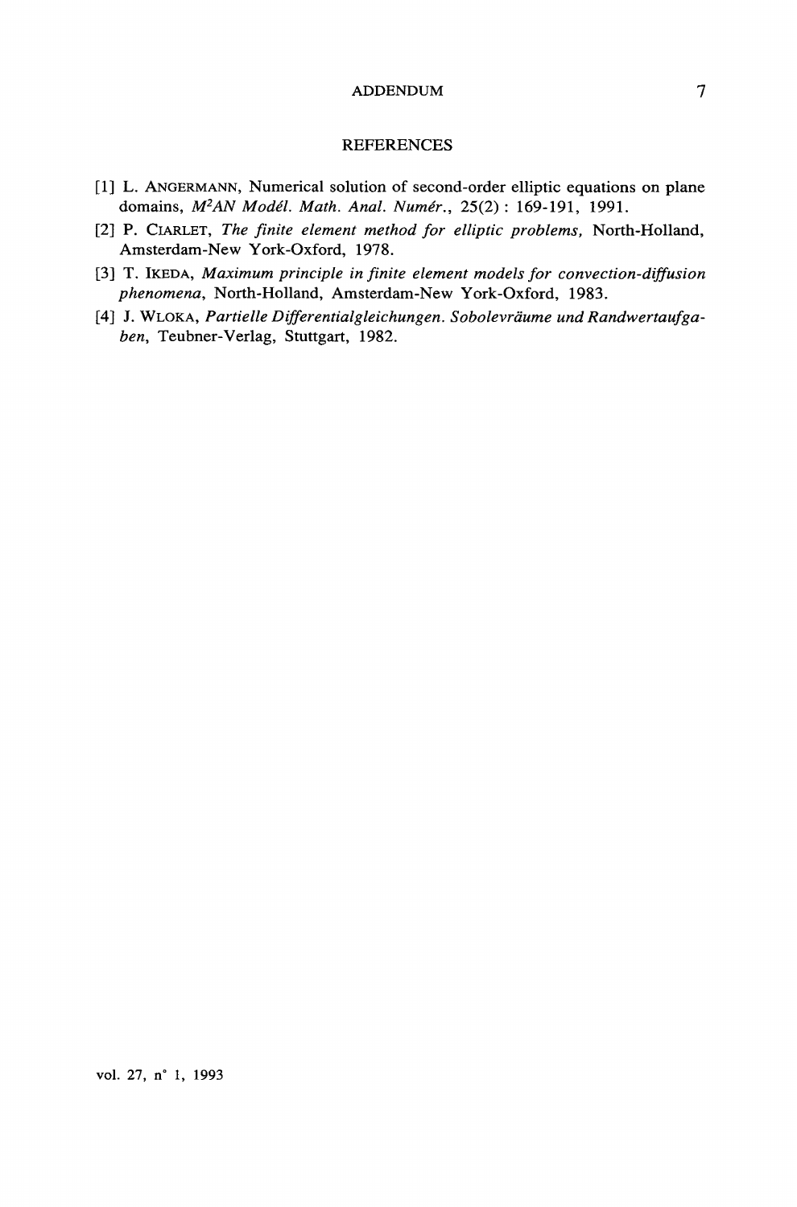## REFERENCES

[1] L. Angermann, Numerical solution of second-order elliptic equations on plane domains, *$M^2AN$ Modél. Math. Anal. Numér.*, 25(2) : 169-191, 1991.

[2] P. Ciarlet, *The finite element method for elliptic problems,* North-Holland, Amsterdam-New York-Oxford, 1978.

[3] T. Ikeda, *Maximum principle in finite element models for convection-diffusion phenomena*, North-Holland, Amsterdam-New York-Oxford, 1983.

[4] J. Wloka, *Partielle Differentialgleichungen. Sobolevräume und Randwertaufgaben*, Teubner-Verlag, Stuttgart, 1982.